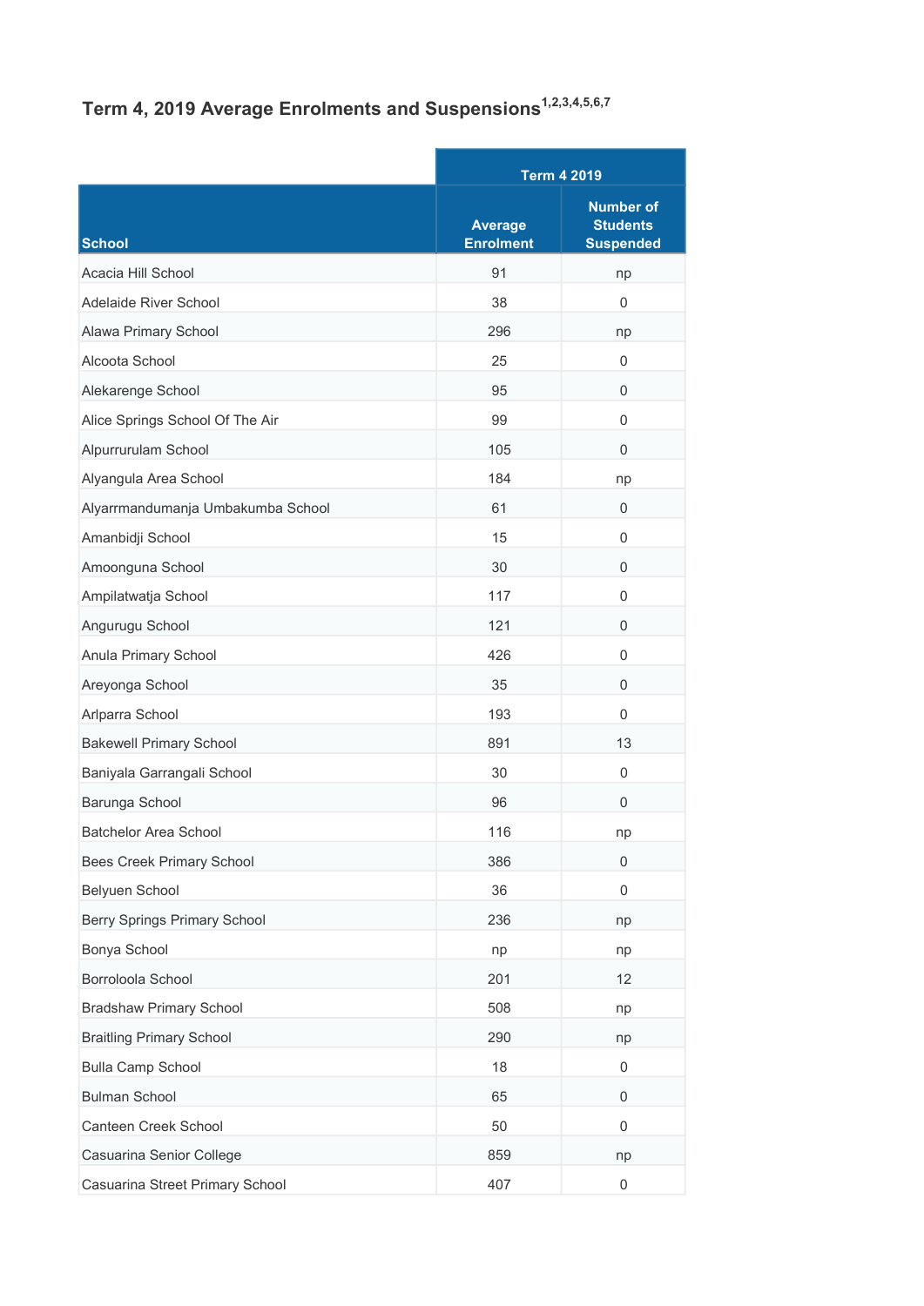## Term 4, 2019 Average Enrolments and Suspensions[1,2,3,4,5,6,7]

| | Term 4 2019 | |
|---|---|---|
| School | Average Enrolment | Number of Students Suspended |
| Acacia Hill School | 91 | np |
| Adelaide River School | 38 | 0 |
| Alawa Primary School | 296 | np |
| Alcoota School | 25 | 0 |
| Alekarenge School | 95 | 0 |
| Alice Springs School Of The Air | 99 | 0 |
| Alpurrurulam School | 105 | 0 |
| Alyangula Area School | 184 | np |
| Alyarrmandumanja Umbakumba School | 61 | 0 |
| Amanbidji School | 15 | 0 |
| Amoonguna School | 30 | 0 |
| Ampilatwatja School | 117 | 0 |
| Angurugu School | 121 | 0 |
| Anula Primary School | 426 | 0 |
| Areyonga School | 35 | 0 |
| Arlparra School | 193 | 0 |
| Bakewell Primary School | 891 | 13 |
| Baniyala Garrangali School | 30 | 0 |
| Barunga School | 96 | 0 |
| Batchelor Area School | 116 | np |
| Bees Creek Primary School | 386 | 0 |
| Belyuen School | 36 | 0 |
| Berry Springs Primary School | 236 | np |
| Bonya School | np | np |
| Borroloola School | 201 | 12 |
| Bradshaw Primary School | 508 | np |
| Braitling Primary School | 290 | np |
| Bulla Camp School | 18 | 0 |
| Bulman School | 65 | 0 |
| Canteen Creek School | 50 | 0 |
| Casuarina Senior College | 859 | np |
| Casuarina Street Primary School | 407 | 0 |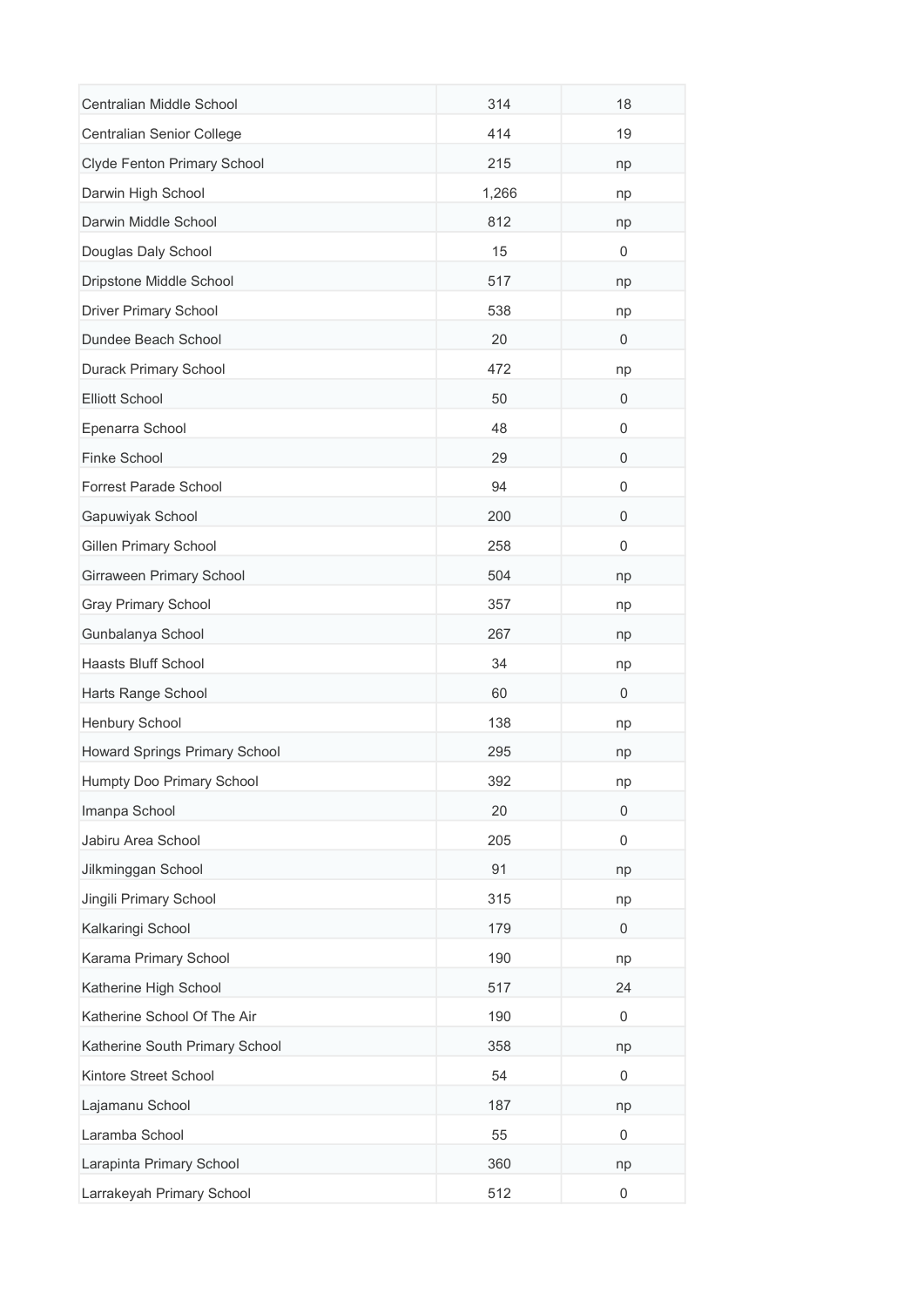| | | |
|---|---|---|
| Centralian Middle School | 314 | 18 |
| Centralian Senior College | 414 | 19 |
| Clyde Fenton Primary School | 215 | np |
| Darwin High School | 1,266 | np |
| Darwin Middle School | 812 | np |
| Douglas Daly School | 15 | 0 |
| Dripstone Middle School | 517 | np |
| Driver Primary School | 538 | np |
| Dundee Beach School | 20 | 0 |
| Durack Primary School | 472 | np |
| Elliott School | 50 | 0 |
| Epenarra School | 48 | 0 |
| Finke School | 29 | 0 |
| Forrest Parade School | 94 | 0 |
| Gapuwiyak School | 200 | 0 |
| Gillen Primary School | 258 | 0 |
| Girraween Primary School | 504 | np |
| Gray Primary School | 357 | np |
| Gunbalanya School | 267 | np |
| Haasts Bluff School | 34 | np |
| Harts Range School | 60 | 0 |
| Henbury School | 138 | np |
| Howard Springs Primary School | 295 | np |
| Humpty Doo Primary School | 392 | np |
| Imanpa School | 20 | 0 |
| Jabiru Area School | 205 | 0 |
| Jilkminggan School | 91 | np |
| Jingili Primary School | 315 | np |
| Kalkaringi School | 179 | 0 |
| Karama Primary School | 190 | np |
| Katherine High School | 517 | 24 |
| Katherine School Of The Air | 190 | 0 |
| Katherine South Primary School | 358 | np |
| Kintore Street School | 54 | 0 |
| Lajamanu School | 187 | np |
| Laramba School | 55 | 0 |
| Larapinta Primary School | 360 | np |
| Larrakeyah Primary School | 512 | 0 |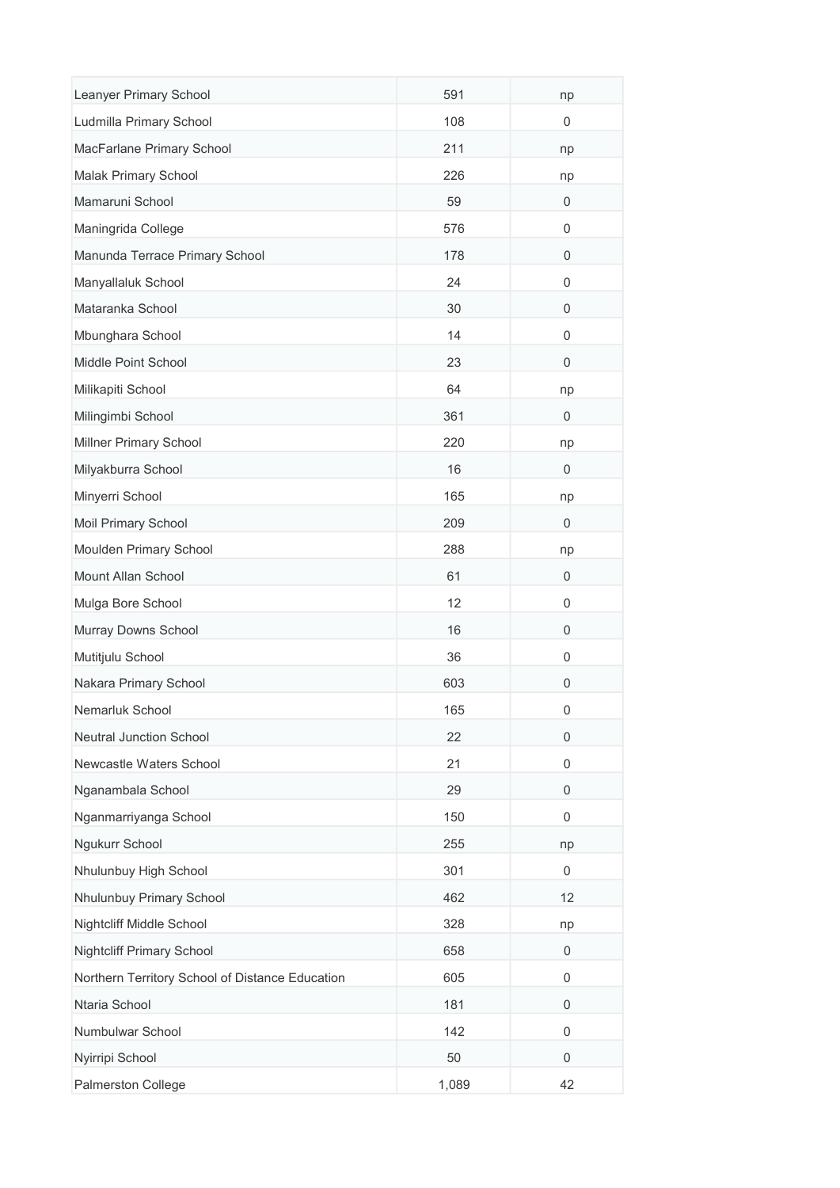| | | |
|---|---|---|
| Leanyer Primary School | 591 | np |
| Ludmilla Primary School | 108 | 0 |
| MacFarlane Primary School | 211 | np |
| Malak Primary School | 226 | np |
| Mamaruni School | 59 | 0 |
| Maningrida College | 576 | 0 |
| Manunda Terrace Primary School | 178 | 0 |
| Manyallaluk School | 24 | 0 |
| Mataranka School | 30 | 0 |
| Mbunghara School | 14 | 0 |
| Middle Point School | 23 | 0 |
| Milikapiti School | 64 | np |
| Milingimbi School | 361 | 0 |
| Millner Primary School | 220 | np |
| Milyakburra School | 16 | 0 |
| Minyerri School | 165 | np |
| Moil Primary School | 209 | 0 |
| Moulden Primary School | 288 | np |
| Mount Allan School | 61 | 0 |
| Mulga Bore School | 12 | 0 |
| Murray Downs School | 16 | 0 |
| Mutitjulu School | 36 | 0 |
| Nakara Primary School | 603 | 0 |
| Nemarluk School | 165 | 0 |
| Neutral Junction School | 22 | 0 |
| Newcastle Waters School | 21 | 0 |
| Nganambala School | 29 | 0 |
| Nganmarriyanga School | 150 | 0 |
| Ngukurr School | 255 | np |
| Nhulunbuy High School | 301 | 0 |
| Nhulunbuy Primary School | 462 | 12 |
| Nightcliff Middle School | 328 | np |
| Nightcliff Primary School | 658 | 0 |
| Northern Territory School of Distance Education | 605 | 0 |
| Ntaria School | 181 | 0 |
| Numbulwar School | 142 | 0 |
| Nyirripi School | 50 | 0 |
| Palmerston College | 1,089 | 42 |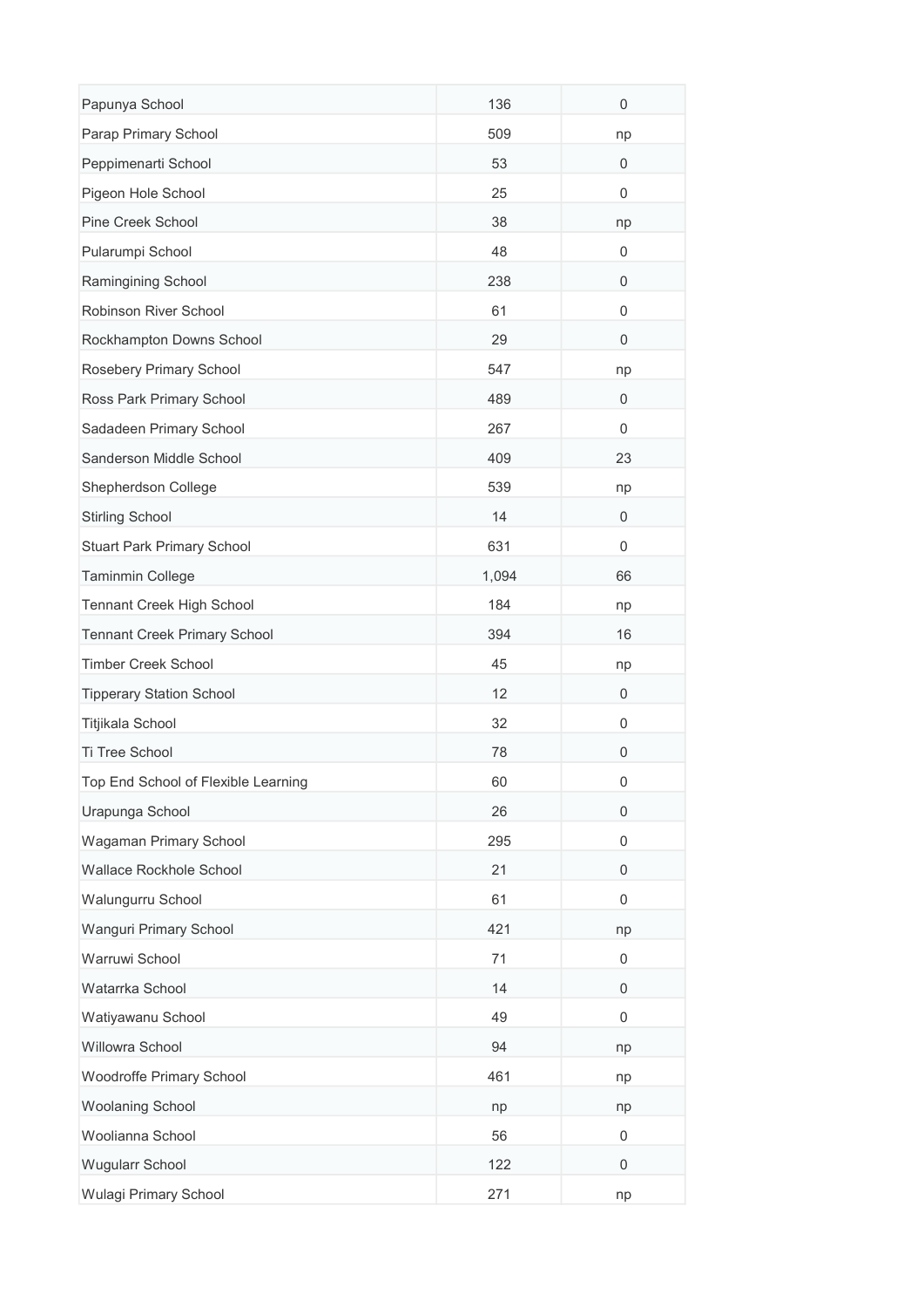| Papunya School | 136 | 0 |
|---|---|---|
| Parap Primary School | 509 | np |
| Peppimenarti School | 53 | 0 |
| Pigeon Hole School | 25 | 0 |
| Pine Creek School | 38 | np |
| Pularumpi School | 48 | 0 |
| Ramingining School | 238 | 0 |
| Robinson River School | 61 | 0 |
| Rockhampton Downs School | 29 | 0 |
| Rosebery Primary School | 547 | np |
| Ross Park Primary School | 489 | 0 |
| Sadadeen Primary School | 267 | 0 |
| Sanderson Middle School | 409 | 23 |
| Shepherdson College | 539 | np |
| Stirling School | 14 | 0 |
| Stuart Park Primary School | 631 | 0 |
| Taminmin College | 1,094 | 66 |
| Tennant Creek High School | 184 | np |
| Tennant Creek Primary School | 394 | 16 |
| Timber Creek School | 45 | np |
| Tipperary Station School | 12 | 0 |
| Titjikala School | 32 | 0 |
| Ti Tree School | 78 | 0 |
| Top End School of Flexible Learning | 60 | 0 |
| Urapunga School | 26 | 0 |
| Wagaman Primary School | 295 | 0 |
| Wallace Rockhole School | 21 | 0 |
| Walungurru School | 61 | 0 |
| Wanguri Primary School | 421 | np |
| Warruwi School | 71 | 0 |
| Watarrka School | 14 | 0 |
| Watiyawanu School | 49 | 0 |
| Willowra School | 94 | np |
| Woodroffe Primary School | 461 | np |
| Woolaning School | np | np |
| Woolianna School | 56 | 0 |
| Wugularr School | 122 | 0 |
| Wulagi Primary School | 271 | np |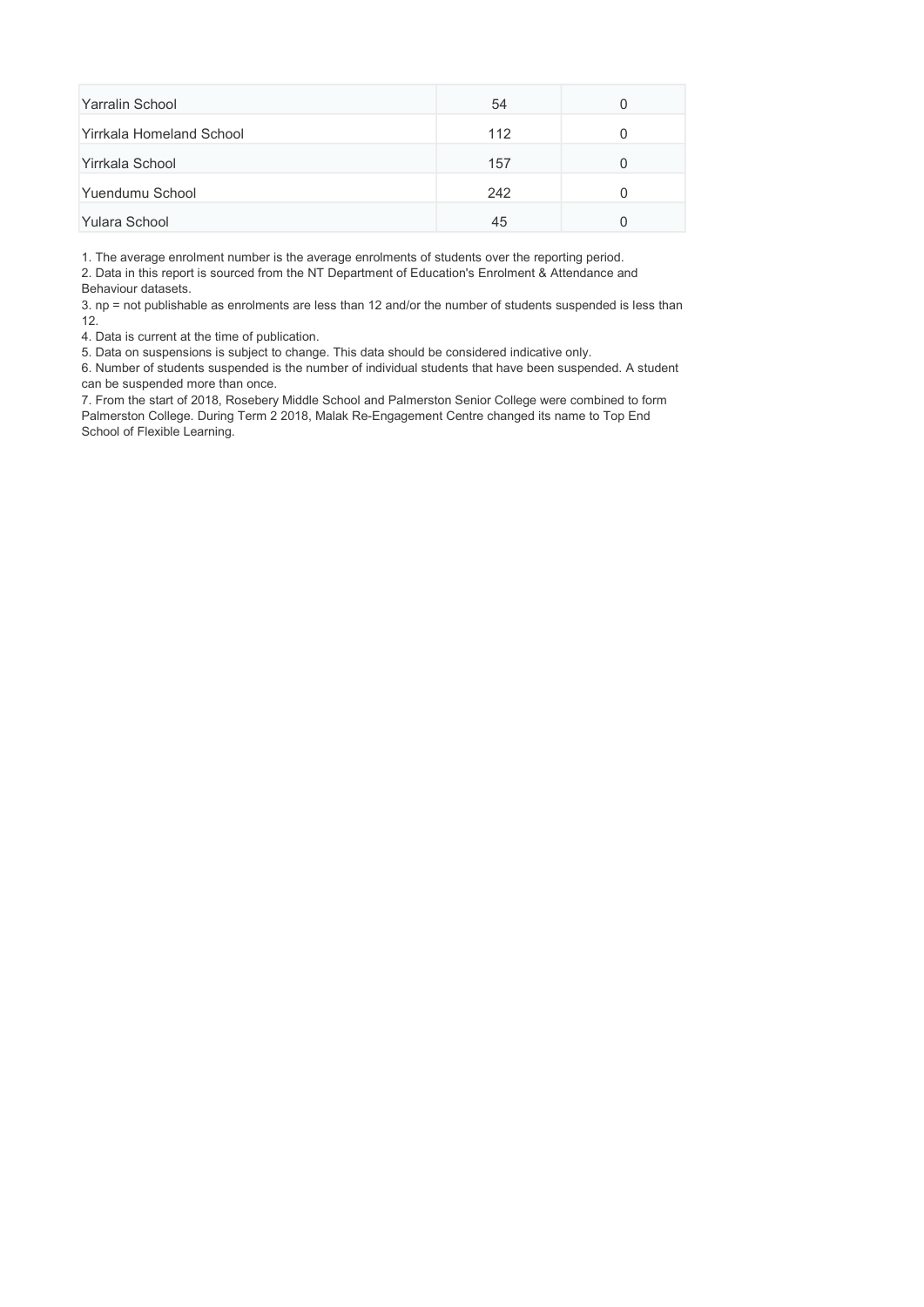| | | |
|---|---|---|
| Yarralin School | 54 | 0 |
| Yirrkala Homeland School | 112 | 0 |
| Yirrkala School | 157 | 0 |
| Yuendumu School | 242 | 0 |
| Yulara School | 45 | 0 |

1. The average enrolment number is the average enrolments of students over the reporting period.
2. Data in this report is sourced from the NT Department of Education's Enrolment & Attendance and Behaviour datasets.
3. np = not publishable as enrolments are less than 12 and/or the number of students suspended is less than 12.
4. Data is current at the time of publication.
5. Data on suspensions is subject to change. This data should be considered indicative only.
6. Number of students suspended is the number of individual students that have been suspended. A student can be suspended more than once.
7. From the start of 2018, Rosebery Middle School and Palmerston Senior College were combined to form Palmerston College. During Term 2 2018, Malak Re-Engagement Centre changed its name to Top End School of Flexible Learning.